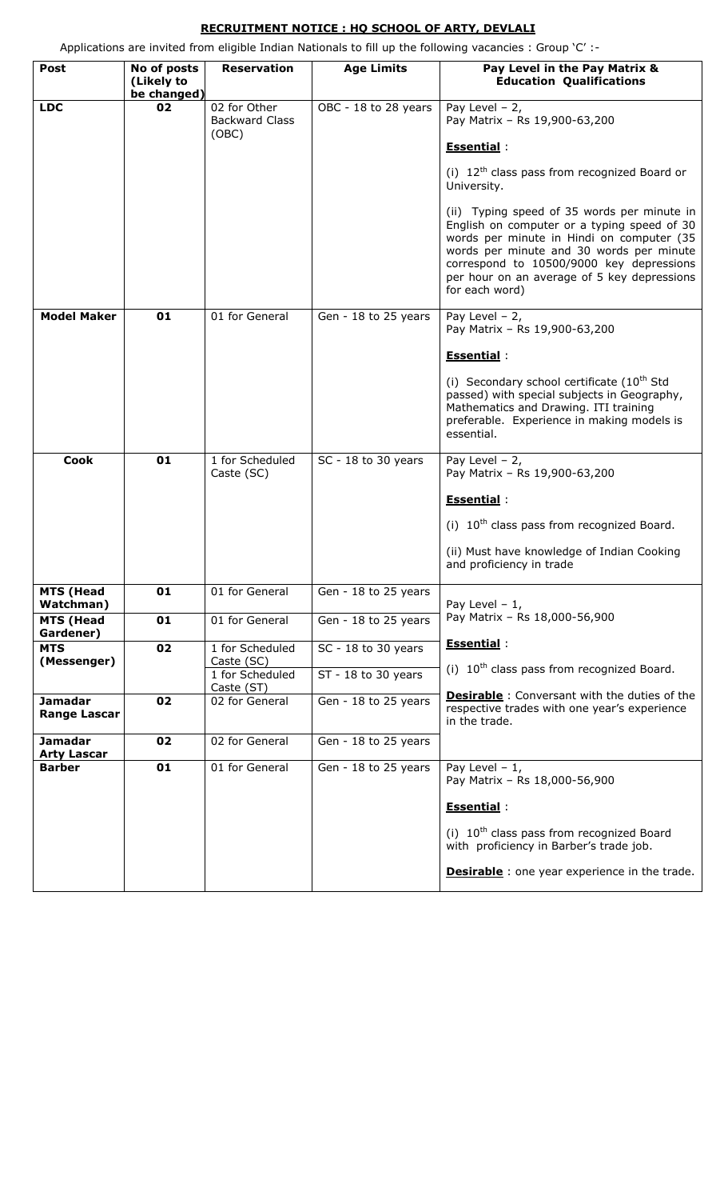## RECRUITMENT NOTICE : HQ SCHOOL OF ARTY, DEVLALI

Applications are invited from eligible Indian Nationals to fill up the following vacancies : Group 'C' :-

| Post | No of posts (Likely to be changed) | Reservation | Age Limits | Pay Level in the Pay Matrix & Education Qualifications |
|---|---|---|---|---|
| **LDC** | **02** | 02 for Other Backward Class (OBC) | OBC - 18 to 28 years | Pay Level – 2, Pay Matrix – Rs 19,900-63,200<br><br>**Essential** :<br><br>(i) 12th class pass from recognized Board or University.<br><br>(ii) Typing speed of 35 words per minute in English on computer or a typing speed of 30 words per minute in Hindi on computer (35 words per minute and 30 words per minute correspond to 10500/9000 key depressions per hour on an average of 5 key depressions for each word) |
| **Model Maker** | **01** | 01 for General | Gen - 18 to 25 years | Pay Level – 2, Pay Matrix – Rs 19,900-63,200<br><br>**Essential** :<br><br>(i) Secondary school certificate (10th Std passed) with special subjects in Geography, Mathematics and Drawing. ITI training preferable. Experience in making models is essential. |
| **Cook** | **01** | 1 for Scheduled Caste (SC) | SC - 18 to 30 years | Pay Level – 2, Pay Matrix – Rs 19,900-63,200<br><br>**Essential** :<br><br>(i) 10th class pass from recognized Board.<br><br>(ii) Must have knowledge of Indian Cooking and proficiency in trade |
| **MTS (Head Watchman)** | **01** | 01 for General | Gen - 18 to 25 years | Pay Level – 1, Pay Matrix – Rs 18,000-56,900<br><br>**Essential** :<br><br>(i) 10th class pass from recognized Board.<br><br>**Desirable** : Conversant with the duties of the respective trades with one year's experience in the trade. |
| **MTS (Head Gardener)** | **01** | 01 for General | Gen - 18 to 25 years | |
| **MTS (Messenger)** | **02** | 1 for Scheduled Caste (SC)<br>1 for Scheduled Caste (ST) | SC - 18 to 30 years<br>ST - 18 to 30 years | |
| **Jamadar Range Lascar** | **02** | 02 for General | Gen - 18 to 25 years | |
| **Jamadar Arty Lascar** | **02** | 02 for General | Gen - 18 to 25 years | |
| **Barber** | **01** | 01 for General | Gen - 18 to 25 years | Pay Level – 1, Pay Matrix – Rs 18,000-56,900<br><br>**Essential** :<br><br>(i) 10th class pass from recognized Board with proficiency in Barber's trade job.<br><br>**Desirable** : one year experience in the trade. |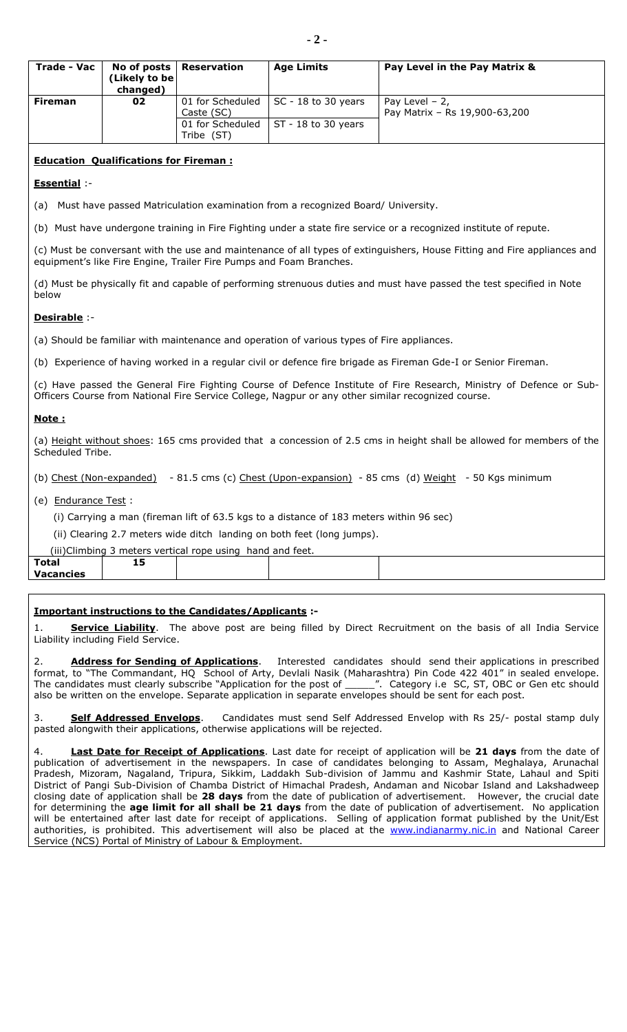| Trade - Vac | No of posts (Likely to be changed) | Reservation | Age Limits | Pay Level in the Pay Matrix & |
|---|---|---|---|---|
| **Fireman** | **02** | 01 for Scheduled Caste (SC) | SC - 18 to 30 years | Pay Level – 2, Pay Matrix – Rs 19,900-63,200 |
| | | 01 for Scheduled Tribe (ST) | ST - 18 to 30 years | |

**Education Qualifications for Fireman :**

**Essential** :-

(a) Must have passed Matriculation examination from a recognized Board/ University.

(b) Must have undergone training in Fire Fighting under a state fire service or a recognized institute of repute.

(c) Must be conversant with the use and maintenance of all types of extinguishers, House Fitting and Fire appliances and equipment's like Fire Engine, Trailer Fire Pumps and Foam Branches.

(d) Must be physically fit and capable of performing strenuous duties and must have passed the test specified in Note below

**Desirable** :-

(a) Should be familiar with maintenance and operation of various types of Fire appliances.

(b) Experience of having worked in a regular civil or defence fire brigade as Fireman Gde-I or Senior Fireman.

(c) Have passed the General Fire Fighting Course of Defence Institute of Fire Research, Ministry of Defence or Sub-Officers Course from National Fire Service College, Nagpur or any other similar recognized course.

**Note :**

(a) Height without shoes: 165 cms provided that a concession of 2.5 cms in height shall be allowed for members of the Scheduled Tribe.

(b) Chest (Non-expanded) - 81.5 cms (c) Chest (Upon-expansion) - 85 cms (d) Weight - 50 Kgs minimum

(e) Endurance Test :

(i) Carrying a man (fireman lift of 63.5 kgs to a distance of 183 meters within 96 sec)

(ii) Clearing 2.7 meters wide ditch landing on both feet (long jumps).

(iii)Climbing 3 meters vertical rope using hand and feet.

| | | | | |
|---|---|---|---|---|
| **Total Vacancies** | **15** | | | |

**Important instructions to the Candidates/Applicants :-**

1. **Service Liability**. The above post are being filled by Direct Recruitment on the basis of all India Service Liability including Field Service.

2. **Address for Sending of Applications**. Interested candidates should send their applications in prescribed format, to "The Commandant, HQ School of Arty, Devlali Nasik (Maharashtra) Pin Code 422 401" in sealed envelope. The candidates must clearly subscribe "Application for the post of _____". Category i.e SC, ST, OBC or Gen etc should also be written on the envelope. Separate application in separate envelopes should be sent for each post.

3. **Self Addressed Envelops**. Candidates must send Self Addressed Envelop with Rs 25/- postal stamp duly pasted alongwith their applications, otherwise applications will be rejected.

4. **Last Date for Receipt of Applications**. Last date for receipt of application will be **21 days** from the date of publication of advertisement in the newspapers. In case of candidates belonging to Assam, Meghalaya, Arunachal Pradesh, Mizoram, Nagaland, Tripura, Sikkim, Laddakh Sub-division of Jammu and Kashmir State, Lahaul and Spiti District of Pangi Sub-Division of Chamba District of Himachal Pradesh, Andaman and Nicobar Island and Lakshadweep closing date of application shall be **28 days** from the date of publication of advertisement. However, the crucial date for determining the **age limit for all shall be 21 days** from the date of publication of advertisement. No application will be entertained after last date for receipt of applications. Selling of application format published by the Unit/Est authorities, is prohibited. This advertisement will also be placed at the www.indianarmy.nic.in and National Career Service (NCS) Portal of Ministry of Labour & Employment.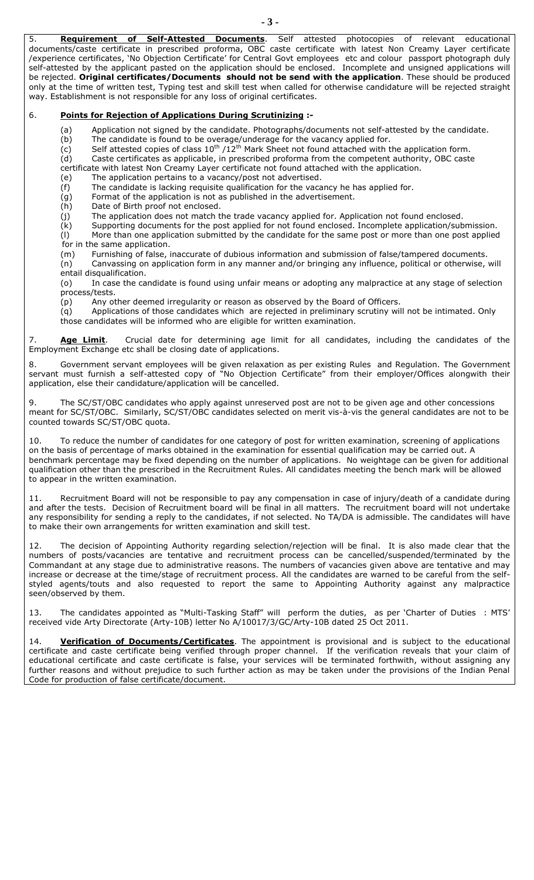5. **Requirement of Self-Attested Documents**. Self attested photocopies of relevant educational documents/caste certificate in prescribed proforma, OBC caste certificate with latest Non Creamy Layer certificate /experience certificates, 'No Objection Certificate' for Central Govt employees etc and colour passport photograph duly self-attested by the applicant pasted on the application should be enclosed. Incomplete and unsigned applications will be rejected. **Original certificates/Documents should not be send with the application**. These should be produced only at the time of written test, Typing test and skill test when called for otherwise candidature will be rejected straight way. Establishment is not responsible for any loss of original certificates.

6. **Points for Rejection of Applications During Scrutinizing :-**

(a) Application not signed by the candidate. Photographs/documents not self-attested by the candidate.

(b) The candidate is found to be overage/underage for the vacancy applied for.

(c) Self attested copies of class $10^{th}$ /$12^{th}$ Mark Sheet not found attached with the application form.

(d) Caste certificates as applicable, in prescribed proforma from the competent authority, OBC caste certificate with latest Non Creamy Layer certificate not found attached with the application.

(e) The application pertains to a vacancy/post not advertised.

(f) The candidate is lacking requisite qualification for the vacancy he has applied for.

(g) Format of the application is not as published in the advertisement.

(h) Date of Birth proof not enclosed.

(j) The application does not match the trade vacancy applied for. Application not found enclosed.

(k) Supporting documents for the post applied for not found enclosed. Incomplete application/submission.

(l) More than one application submitted by the candidate for the same post or more than one post applied for in the same application.

(m) Furnishing of false, inaccurate of dubious information and submission of false/tampered documents.

(n) Canvassing on application form in any manner and/or bringing any influence, political or otherwise, will entail disqualification.

(o) In case the candidate is found using unfair means or adopting any malpractice at any stage of selection process/tests.

(p) Any other deemed irregularity or reason as observed by the Board of Officers.

(q) Applications of those candidates which are rejected in preliminary scrutiny will not be intimated. Only those candidates will be informed who are eligible for written examination.

7. **Age Limit**. Crucial date for determining age limit for all candidates, including the candidates of the Employment Exchange etc shall be closing date of applications.

8. Government servant employees will be given relaxation as per existing Rules and Regulation. The Government servant must furnish a self-attested copy of "No Objection Certificate" from their employer/Offices alongwith their application, else their candidature/application will be cancelled.

9. The SC/ST/OBC candidates who apply against unreserved post are not to be given age and other concessions meant for SC/ST/OBC. Similarly, SC/ST/OBC candidates selected on merit vis-à-vis the general candidates are not to be counted towards SC/ST/OBC quota.

10. To reduce the number of candidates for one category of post for written examination, screening of applications on the basis of percentage of marks obtained in the examination for essential qualification may be carried out. A benchmark percentage may be fixed depending on the number of applications. No weightage can be given for additional qualification other than the prescribed in the Recruitment Rules. All candidates meeting the bench mark will be allowed to appear in the written examination.

11. Recruitment Board will not be responsible to pay any compensation in case of injury/death of a candidate during and after the tests. Decision of Recruitment board will be final in all matters. The recruitment board will not undertake any responsibility for sending a reply to the candidates, if not selected. No TA/DA is admissible. The candidates will have to make their own arrangements for written examination and skill test.

12. The decision of Appointing Authority regarding selection/rejection will be final. It is also made clear that the numbers of posts/vacancies are tentative and recruitment process can be cancelled/suspended/terminated by the Commandant at any stage due to administrative reasons. The numbers of vacancies given above are tentative and may increase or decrease at the time/stage of recruitment process. All the candidates are warned to be careful from the self-styled agents/touts and also requested to report the same to Appointing Authority against any malpractice seen/observed by them.

13. The candidates appointed as "Multi-Tasking Staff" will perform the duties, as per 'Charter of Duties : MTS' received vide Arty Directorate (Arty-10B) letter No A/10017/3/GC/Arty-10B dated 25 Oct 2011.

14. **Verification of Documents/Certificates**. The appointment is provisional and is subject to the educational certificate and caste certificate being verified through proper channel. If the verification reveals that your claim of educational certificate and caste certificate is false, your services will be terminated forthwith, without assigning any further reasons and without prejudice to such further action as may be taken under the provisions of the Indian Penal Code for production of false certificate/document.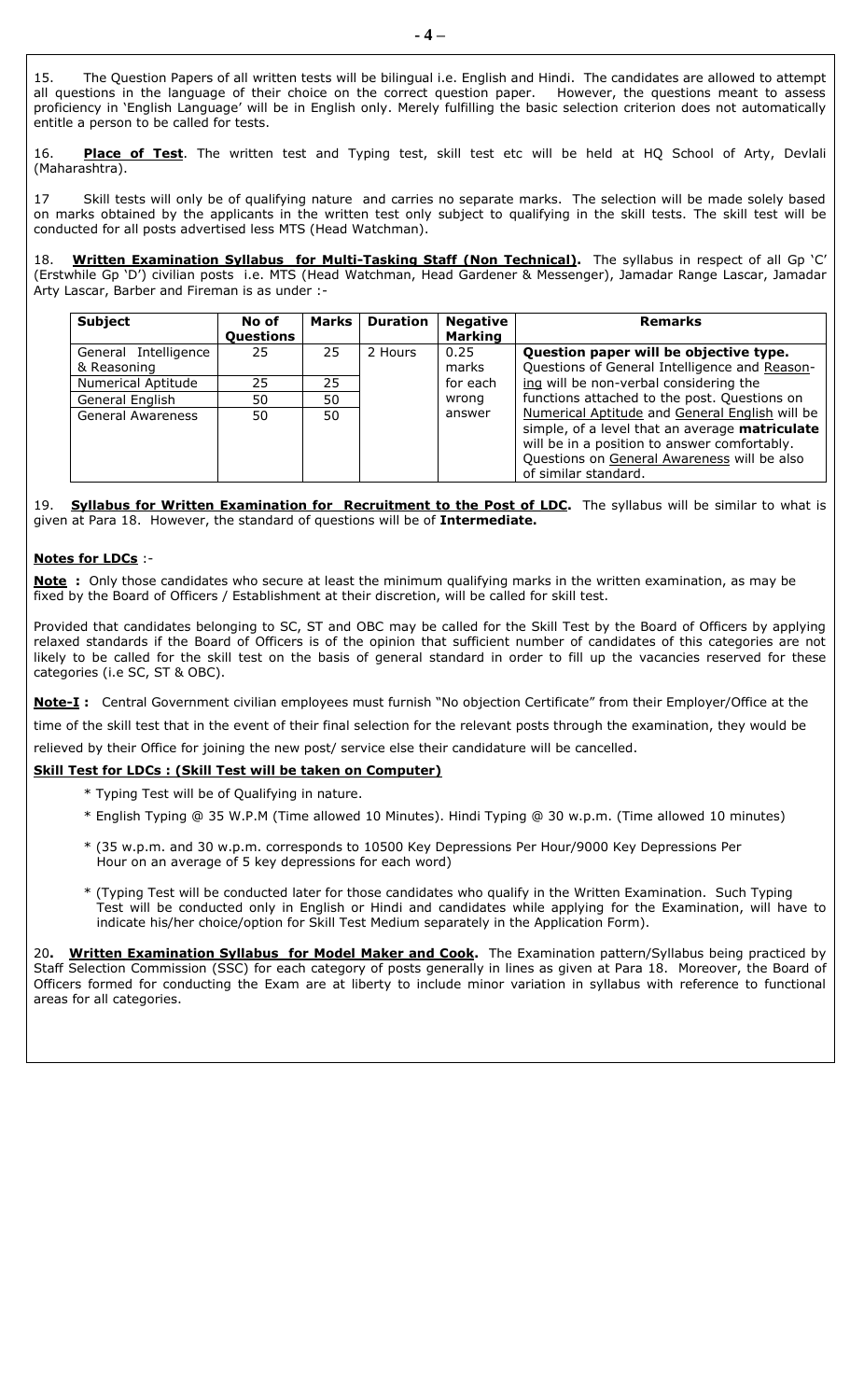15. The Question Papers of all written tests will be bilingual i.e. English and Hindi. The candidates are allowed to attempt all questions in the language of their choice on the correct question paper. However, the questions meant to assess proficiency in 'English Language' will be in English only. Merely fulfilling the basic selection criterion does not automatically entitle a person to be called for tests.

16. **Place of Test**. The written test and Typing test, skill test etc will be held at HQ School of Arty, Devlali (Maharashtra).

17 Skill tests will only be of qualifying nature and carries no separate marks. The selection will be made solely based on marks obtained by the applicants in the written test only subject to qualifying in the skill tests. The skill test will be conducted for all posts advertised less MTS (Head Watchman).

18. **Written Examination Syllabus for Multi-Tasking Staff (Non Technical).** The syllabus in respect of all Gp 'C' (Erstwhile Gp 'D') civilian posts i.e. MTS (Head Watchman, Head Gardener & Messenger), Jamadar Range Lascar, Jamadar Arty Lascar, Barber and Fireman is as under :-

| Subject | No of Questions | Marks | Duration | Negative Marking | Remarks |
|---|---|---|---|---|---|
| General Intelligence & Reasoning | 25 | 25 | 2 Hours | 0.25 marks for each wrong answer | **Question paper will be objective type.** Questions of General Intelligence and Reasoning will be non-verbal considering the functions attached to the post. Questions on Numerical Aptitude and General English will be simple, of a level that an average **matriculate** will be in a position to answer comfortably. Questions on General Awareness will be also of similar standard. |
| Numerical Aptitude | 25 | 25 | | | |
| General English | 50 | 50 | | | |
| General Awareness | 50 | 50 | | | |

19. **Syllabus for Written Examination for Recruitment to the Post of LDC.** The syllabus will be similar to what is given at Para 18. However, the standard of questions will be of **Intermediate.**

**Notes for LDCs** :-

**Note :** Only those candidates who secure at least the minimum qualifying marks in the written examination, as may be fixed by the Board of Officers / Establishment at their discretion, will be called for skill test.

Provided that candidates belonging to SC, ST and OBC may be called for the Skill Test by the Board of Officers by applying relaxed standards if the Board of Officers is of the opinion that sufficient number of candidates of this categories are not likely to be called for the skill test on the basis of general standard in order to fill up the vacancies reserved for these categories (i.e SC, ST & OBC).

**Note-I :** Central Government civilian employees must furnish "No objection Certificate" from their Employer/Office at the time of the skill test that in the event of their final selection for the relevant posts through the examination, they would be relieved by their Office for joining the new post/ service else their candidature will be cancelled.

**Skill Test for LDCs : (Skill Test will be taken on Computer)**

* Typing Test will be of Qualifying in nature.
* English Typing @ 35 W.P.M (Time allowed 10 Minutes). Hindi Typing @ 30 w.p.m. (Time allowed 10 minutes)
* (35 w.p.m. and 30 w.p.m. corresponds to 10500 Key Depressions Per Hour/9000 Key Depressions Per Hour on an average of 5 key depressions for each word)
* (Typing Test will be conducted later for those candidates who qualify in the Written Examination. Such Typing Test will be conducted only in English or Hindi and candidates while applying for the Examination, will have to indicate his/her choice/option for Skill Test Medium separately in the Application Form).

20**. Written Examination Syllabus for Model Maker and Cook.** The Examination pattern/Syllabus being practiced by Staff Selection Commission (SSC) for each category of posts generally in lines as given at Para 18. Moreover, the Board of Officers formed for conducting the Exam are at liberty to include minor variation in syllabus with reference to functional areas for all categories.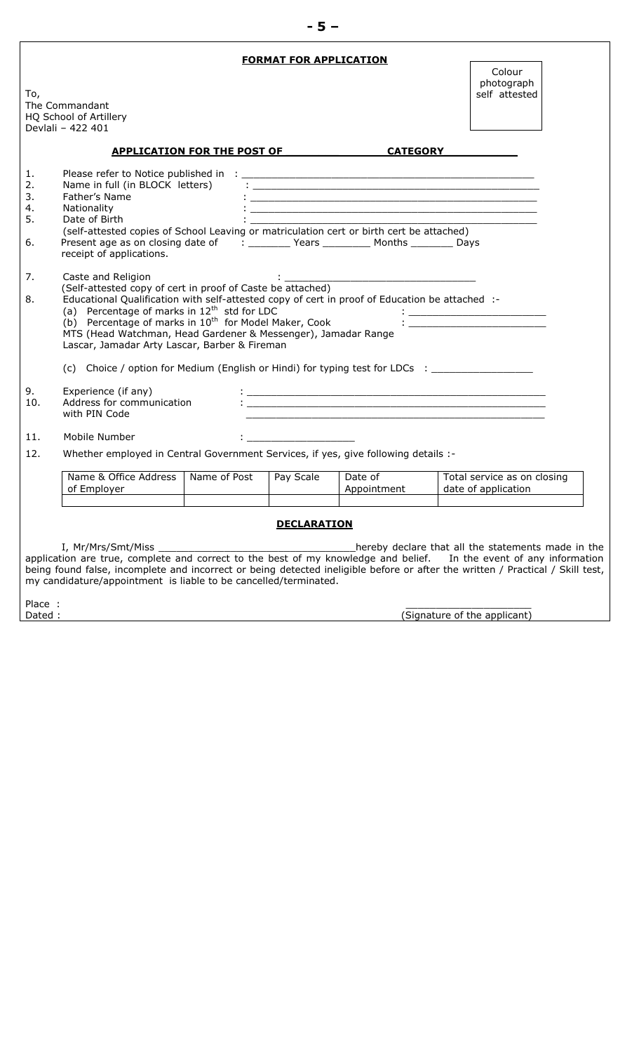## FORMAT FOR APPLICATION

Colour photograph self attested

To,
The Commandant
HQ School of Artillery
Devlali – 422 401

**APPLICATION FOR THE POST OF \_\_\_\_\_\_\_\_\_\_\_\_\_\_ CATEGORY \_\_\_\_\_\_\_\_\_\_\_**

1. Please refer to Notice published in : \_\_\_\_\_\_\_\_\_\_\_\_\_\_\_\_\_\_\_\_\_\_\_\_\_\_\_\_\_\_\_\_\_\_\_\_\_\_\_\_\_\_\_\_\_\_
2. Name in full (in BLOCK letters) : \_\_\_\_\_\_\_\_\_\_\_\_\_\_\_\_\_\_\_\_\_\_\_\_\_\_\_\_\_\_\_\_\_\_\_\_\_\_\_\_\_\_\_\_\_\_
3. Father's Name : \_\_\_\_\_\_\_\_\_\_\_\_\_\_\_\_\_\_\_\_\_\_\_\_\_\_\_\_\_\_\_\_\_\_\_\_\_\_\_\_\_\_\_\_\_\_
4. Nationality : \_\_\_\_\_\_\_\_\_\_\_\_\_\_\_\_\_\_\_\_\_\_\_\_\_\_\_\_\_\_\_\_\_\_\_\_\_\_\_\_\_\_\_\_\_\_
5. Date of Birth : \_\_\_\_\_\_\_\_\_\_\_\_\_\_\_\_\_\_\_\_\_\_\_\_\_\_\_\_\_\_\_\_\_\_\_\_\_\_\_\_\_\_\_\_\_\_
   (self-attested copies of School Leaving or matriculation cert or birth cert be attached)
6. Present age as on closing date of receipt of applications. : \_\_\_\_\_\_\_ Years \_\_\_\_\_\_\_\_ Months \_\_\_\_\_\_\_ Days
7. Caste and Religion : \_\_\_\_\_\_\_\_\_\_\_\_\_\_\_\_\_\_\_\_\_\_\_\_\_\_\_\_\_\_\_\_
   (Self-attested copy of cert in proof of Caste be attached)
8. Educational Qualification with self-attested copy of cert in proof of Education be attached :-
   (a) Percentage of marks in 12th std for LDC : \_\_\_\_\_\_\_\_\_\_\_\_\_\_\_\_\_\_\_\_\_\_
   (b) Percentage of marks in 10th for Model Maker, Cook MTS (Head Watchman, Head Gardener & Messenger), Jamadar Range Lascar, Jamadar Arty Lascar, Barber & Fireman : \_\_\_\_\_\_\_\_\_\_\_\_\_\_\_\_\_\_\_\_\_\_
   (c) Choice / option for Medium (English or Hindi) for typing test for LDCs : \_\_\_\_\_\_\_\_\_\_\_\_\_\_\_\_\_
9. Experience (if any) : \_\_\_\_\_\_\_\_\_\_\_\_\_\_\_\_\_\_\_\_\_\_\_\_\_\_\_\_\_\_\_\_\_\_\_\_\_\_\_\_\_\_\_\_\_\_\_\_
10. Address for communication with PIN Code : \_\_\_\_\_\_\_\_\_\_\_\_\_\_\_\_\_\_\_\_\_\_\_\_\_\_\_\_\_\_\_\_\_\_\_\_\_\_\_\_\_\_\_\_\_\_\_\_
11. Mobile Number : \_\_\_\_\_\_\_\_\_\_\_\_\_\_\_\_\_\_
12. Whether employed in Central Government Services, if yes, give following details :-

| Name & Office Address of Employer | Name of Post | Pay Scale | Date of Appointment | Total service as on closing date of application |
|---|---|---|---|---|
| | | | | |

## DECLARATION

I, Mr/Mrs/Smt/Miss \_\_\_\_\_\_\_\_\_\_\_\_\_\_\_\_\_\_\_\_\_\_\_\_\_\_\_\_\_\_\_\_hereby declare that all the statements made in the application are true, complete and correct to the best of my knowledge and belief. In the event of any information being found false, incomplete and incorrect or being detected ineligible before or after the written / Practical / Skill test, my candidature/appointment is liable to be cancelled/terminated.

Place :
Dated :

\_\_\_\_\_\_\_\_\_\_\_\_\_\_\_\_\_\_\_\_\_
(Signature of the applicant)